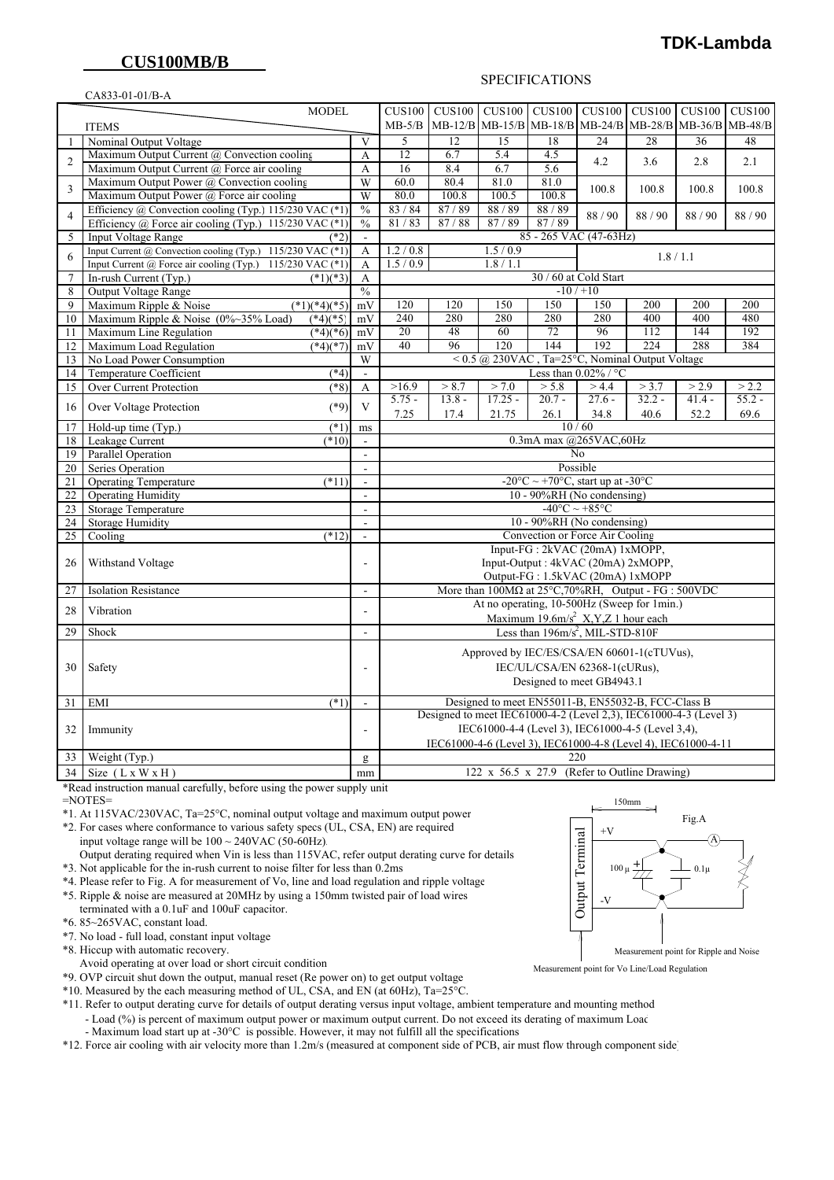# CUS100MB/B

TDK-Lambda

SPECIFICATIONS

CA833-01-01/B-A

| | ITEMS | | MODEL | CUS100 MB-5/B | CUS100 MB-12/B | CUS100 MB-15/B | CUS100 MB-18/B | CUS100 MB-24/B | CUS100 MB-28/B | CUS100 MB-36/B | CUS100 MB-48/B |
|---|---|---|---|---|---|---|---|---|---|---|---|
| 1 | Nominal Output Voltage | | V | 5 | 12 | 15 | 18 | 24 | 28 | 36 | 48 |
| 2 | Maximum Output Current @ Convection cooling | | A | 12 | 6.7 | 5.4 | 4.5 | 4.2 | 3.6 | 2.8 | 2.1 |
| | Maximum Output Current @ Force air cooling | | A | 16 | 8.4 | 6.7 | 5.6 | | | | |
| 3 | Maximum Output Power @ Convection cooling | | W | 60.0 | 80.4 | 81.0 | 81.0 | 100.8 | 100.8 | 100.8 | 100.8 |
| | Maximum Output Power @ Force air cooling | | W | 80.0 | 100.8 | 100.5 | 100.8 | | | | |
| 4 | Efficiency @ Convection cooling (Typ.) 115/230 VAC | (*1) | % | 83 / 84 | 87 / 89 | 88 / 89 | 88 / 89 | 88 / 90 | 88 / 90 | 88 / 90 | 88 / 90 |
| | Efficiency @ Force air cooling (Typ.) 115/230 VAC | (*1) | % | 81 / 83 | 87 / 88 | 87 / 89 | 87 / 89 | | | | |
| 5 | Input Voltage Range | (*2) | - | 85 - 265 VAC (47-63Hz) | | | | | | | |
| 6 | Input Current @ Convection cooling (Typ.) 115/230 VAC | (*1) | A | 1.2 / 0.8 | 1.5 / 0.9 | | | 1.8 / 1.1 | | | |
| | Input Current @ Force air cooling (Typ.) 115/230 VAC | (*1) | A | 1.5 / 0.9 | 1.8 / 1.1 | | | | | | |
| 7 | In-rush Current (Typ.) | (*1)(*3) | A | 30 / 60 at Cold Start | | | | | | | |
| 8 | Output Voltage Range | | % | -10 / +10 | | | | | | | |
| 9 | Maximum Ripple & Noise | (*1)(*4)(*5) | mV | 120 | 120 | 150 | 150 | 150 | 200 | 200 | 200 |
| 10 | Maximum Ripple & Noise (0%~35% Load) | (*4)(*5) | mV | 240 | 280 | 280 | 280 | 280 | 400 | 400 | 480 |
| 11 | Maximum Line Regulation | (*4)(*6) | mV | 20 | 48 | 60 | 72 | 96 | 112 | 144 | 192 |
| 12 | Maximum Load Regulation | (*4)(*7) | mV | 40 | 96 | 120 | 144 | 192 | 224 | 288 | 384 |
| 13 | No Load Power Consumption | | W | < 0.5 @ 230VAC , Ta=25°C, Nominal Output Voltage | | | | | | | |
| 14 | Temperature Coefficient | (*4) | - | Less than 0.02% / °C | | | | | | | |
| 15 | Over Current Protection | (*8) | A | >16.9 | > 8.7 | > 7.0 | > 5.8 | > 4.4 | > 3.7 | > 2.9 | > 2.2 |
| 16 | Over Voltage Protection | (*9) | V | 5.75 - 7.25 | 13.8 - 17.4 | 17.25 - 21.75 | 20.7 - 26.1 | 27.6 - 34.8 | 32.2 - 40.6 | 41.4 - 52.2 | 55.2 - 69.6 |
| 17 | Hold-up time (Typ.) | (*1) | ms | 10 / 60 | | | | | | | |
| 18 | Leakage Current | (*10) | - | 0.3mA max @265VAC,60Hz | | | | | | | |
| 19 | Parallel Operation | | - | No | | | | | | | |
| 20 | Series Operation | | - | Possible | | | | | | | |
| 21 | Operating Temperature | (*11) | - | -20°C ~ +70°C, start up at -30°C | | | | | | | |
| 22 | Operating Humidity | | - | 10 - 90%RH (No condensing) | | | | | | | |
| 23 | Storage Temperature | | - | -40°C ~ +85°C | | | | | | | |
| 24 | Storage Humidity | | - | 10 - 90%RH (No condensing) | | | | | | | |
| 25 | Cooling | (*12) | - | Convection or Force Air Cooling | | | | | | | |
| 26 | Withstand Voltage | | - | Input-FG : 2kVAC (20mA) 1xMOPP, Input-Output : 4kVAC (20mA) 2xMOPP, Output-FG : 1.5kVAC (20mA) 1xMOPP | | | | | | | |
| 27 | Isolation Resistance | | - | More than 100MΩ at 25°C,70%RH, Output - FG : 500VDC | | | | | | | |
| 28 | Vibration | | - | At no operating, 10-500Hz (Sweep for 1min.) Maximum 19.6m/s$^2$ X,Y,Z 1 hour each | | | | | | | |
| 29 | Shock | | - | Less than 196m/s$^2$, MIL-STD-810F | | | | | | | |
| 30 | Safety | | - | Approved by IEC/ES/CSA/EN 60601-1(cTUVus), IEC/UL/CSA/EN 62368-1(cURus), Designed to meet GB4943.1 | | | | | | | |
| 31 | EMI | (*1) | - | Designed to meet EN55011-B, EN55032-B, FCC-Class B | | | | | | | |
| 32 | Immunity | | - | Designed to meet IEC61000-4-2 (Level 2,3), IEC61000-4-3 (Level 3) IEC61000-4-4 (Level 3), IEC61000-4-5 (Level 3,4), IEC61000-4-6 (Level 3), IEC61000-4-8 (Level 4), IEC61000-4-11 | | | | | | | |
| 33 | Weight (Typ.) | | g | 220 | | | | | | | |
| 34 | Size ( L x W x H ) | | mm | 122 x 56.5 x 27.9 (Refer to Outline Drawing) | | | | | | | |

*Read instruction manual carefully, before using the power supply unit

=NOTES=

*1. At 115VAC/230VAC, Ta=25°C, nominal output voltage and maximum output power

*2. For cases where conformance to various safety specs (UL, CSA, EN) are required input voltage range will be 100 ~ 240VAC (50-60Hz).
Output derating required when Vin is less than 115VAC, refer output derating curve for details

*3. Not applicable for the in-rush current to noise filter for less than 0.2ms

*4. Please refer to Fig. A for measurement of Vo, line and load regulation and ripple voltage

*5. Ripple & noise are measured at 20MHz by using a 150mm twisted pair of load wires terminated with a 0.1uF and 100uF capacitor.

*6. 85~265VAC, constant load.

*7. No load - full load, constant input voltage

*8. Hiccup with automatic recovery.
Avoid operating at over load or short circuit condition

*9. OVP circuit shut down the output, manual reset (Re power on) to get output voltage

*10. Measured by the each measuring method of UL, CSA, and EN (at 60Hz), Ta=25°C.

*11. Refer to output derating curve for details of output derating versus input voltage, ambient temperature and mounting method
- Load (%) is percent of maximum output power or maximum output current. Do not exceed its derating of maximum Load
- Maximum load start up at -30°C is possible. However, it may not fulfill all the specifications

*12. Force air cooling with air velocity more than 1.2m/s (measured at component side of PCB, air must flow through component side)

Fig.A

150mm; Output Terminal; +V; -V; 100μ; 0.1μ; A

Measurement point for Ripple and Noise

Measurement point for Vo Line/Load Regulation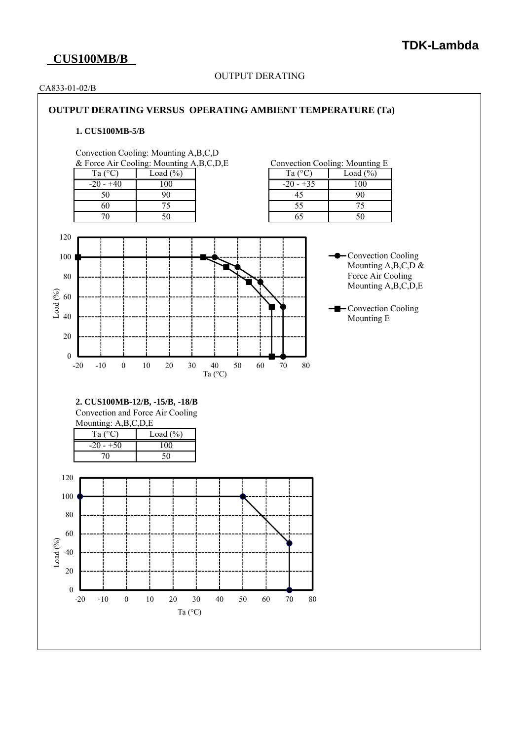**CUS100MB/B**

OUTPUT DERATING

CA833-01-02/B

## OUTPUT DERATING VERSUS OPERATING AMBIENT TEMPERATURE (Ta)

### 1. CUS100MB-5/B

Convection Cooling: Mounting A,B,C,D
& Force Air Cooling: Mounting A,B,C,D,E

| Ta (°C) | Load (%) |
|---|---|
| -20 - +40 | 100 |
| 50 | 90 |
| 60 | 75 |
| 70 | 50 |

Convection Cooling: Mounting E

| Ta (°C) | Load (%) |
|---|---|
| -20 - +35 | 100 |
| 45 | 90 |
| 55 | 75 |
| 65 | 50 |

### 2. CUS100MB-12/B, -15/B, -18/B

Convection and Force Air Cooling
Mounting: A,B,C,D,E

| Ta (°C) | Load (%) |
|---|---|
| -20 - +50 | 100 |
| 70 | 50 |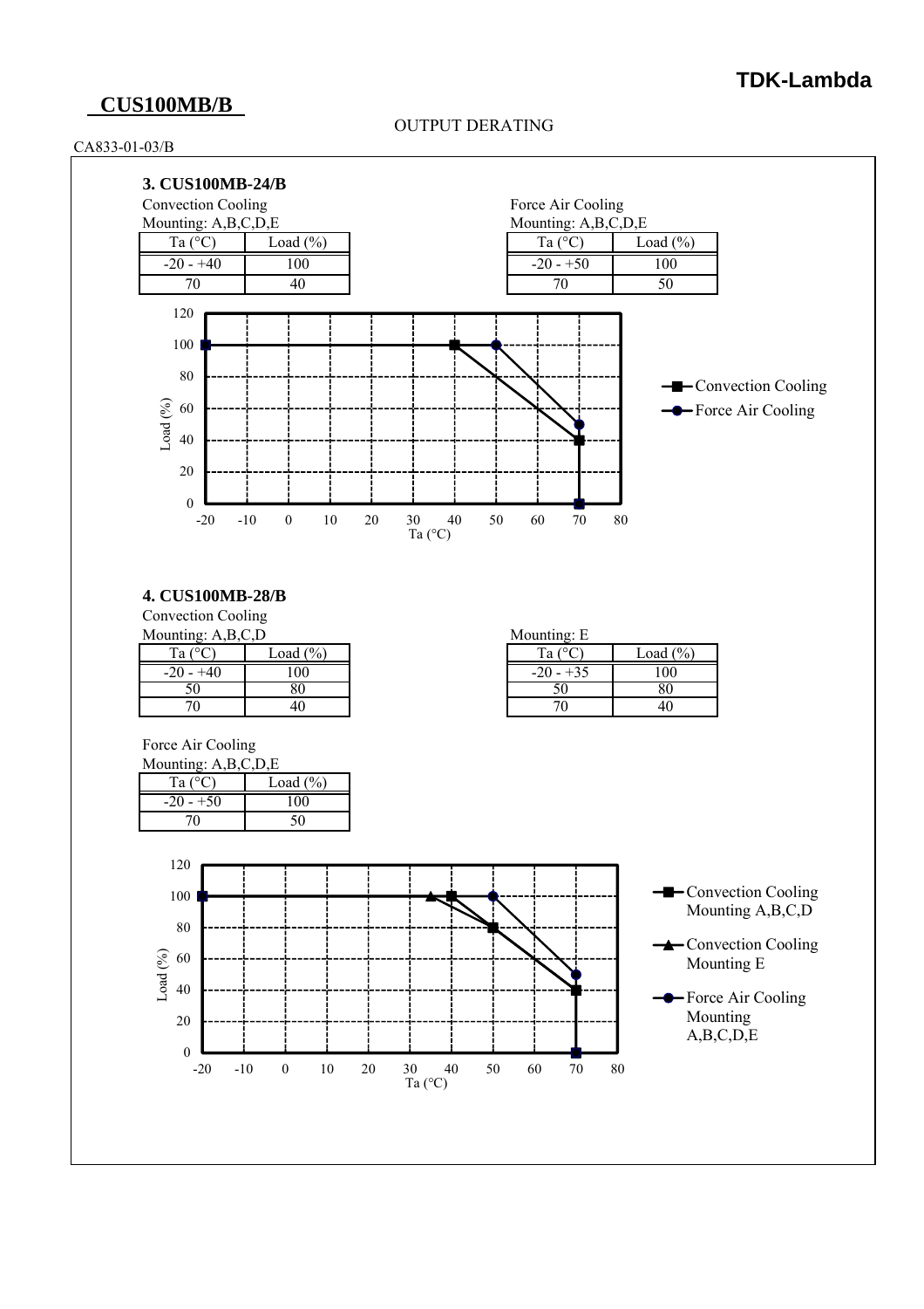# CUS100MB/B

OUTPUT DERATING

CA833-01-03/B

### 3. CUS100MB-24/B

Convection Cooling

Mounting: A,B,C,D,E

| Ta (°C) | Load (%) |
|---|---|
| -20 - +40 | 100 |
| 70 | 40 |

Force Air Cooling

Mounting: A,B,C,D,E

| Ta (°C) | Load (%) |
|---|---|
| -20 - +50 | 100 |
| 70 | 50 |

### 4. CUS100MB-28/B

Convection Cooling

Mounting: A,B,C,D

| Ta (°C) | Load (%) |
|---|---|
| -20 - +40 | 100 |
| 50 | 80 |
| 70 | 40 |

Mounting: E

| Ta (°C) | Load (%) |
|---|---|
| -20 - +35 | 100 |
| 50 | 80 |
| 70 | 40 |

Force Air Cooling

Mounting: A,B,C,D,E

| Ta (°C) | Load (%) |
|---|---|
| -20 - +50 | 100 |
| 70 | 50 |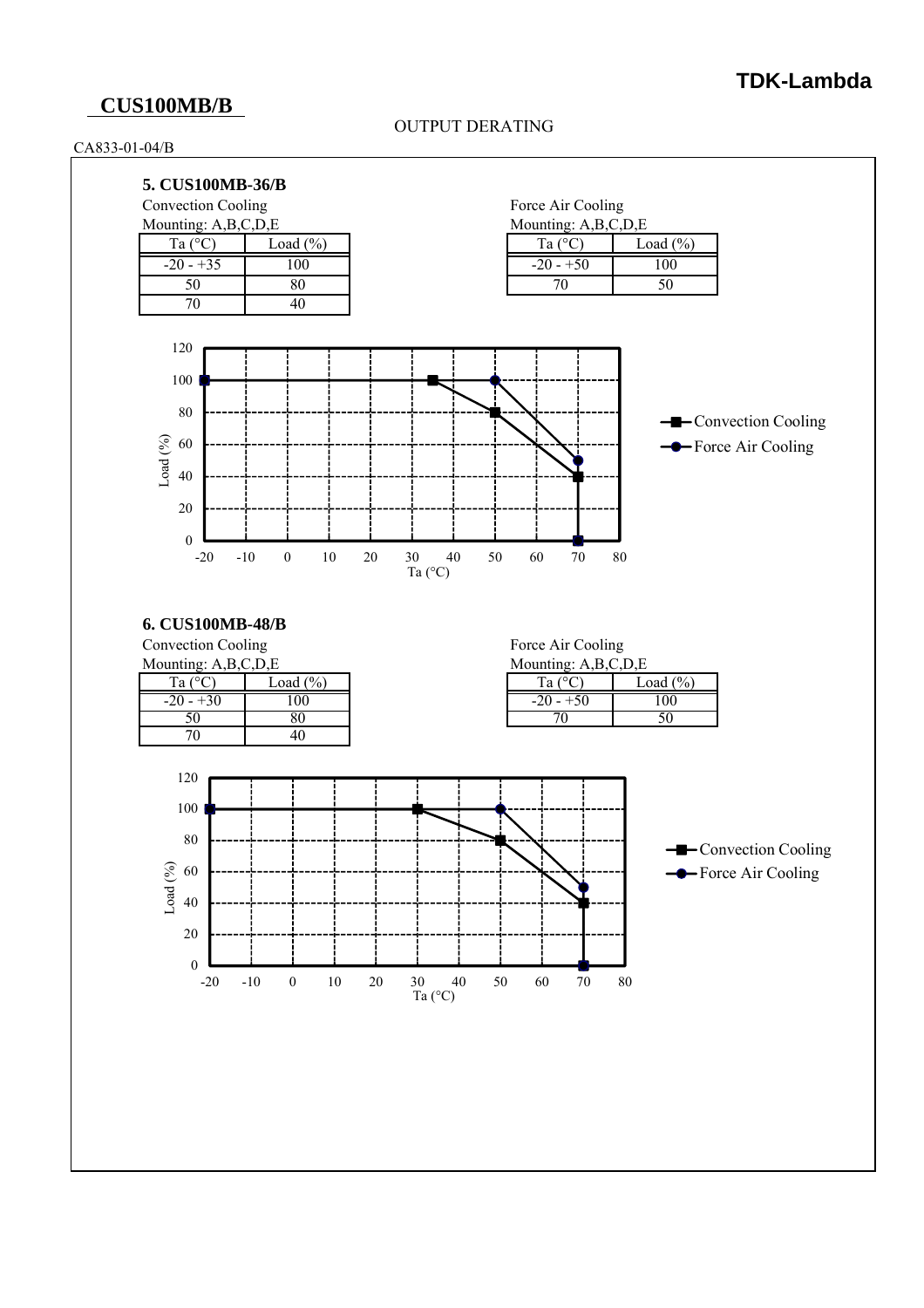# CUS100MB/B

OUTPUT DERATING

CA833-01-04/B

### 5. CUS100MB-36/B

Convection Cooling
Mounting: A,B,C,D,E

| Ta (°C) | Load (%) |
|---|---|
| -20 - +35 | 100 |
| 50 | 80 |
| 70 | 40 |

Force Air Cooling
Mounting: A,B,C,D,E

| Ta (°C) | Load (%) |
|---|---|
| -20 - +50 | 100 |
| 70 | 50 |

### 6. CUS100MB-48/B

Convection Cooling
Mounting: A,B,C,D,E

| Ta (°C) | Load (%) |
|---|---|
| -20 - +30 | 100 |
| 50 | 80 |
| 70 | 40 |

Force Air Cooling
Mounting: A,B,C,D,E

| Ta (°C) | Load (%) |
|---|---|
| -20 - +50 | 100 |
| 70 | 50 |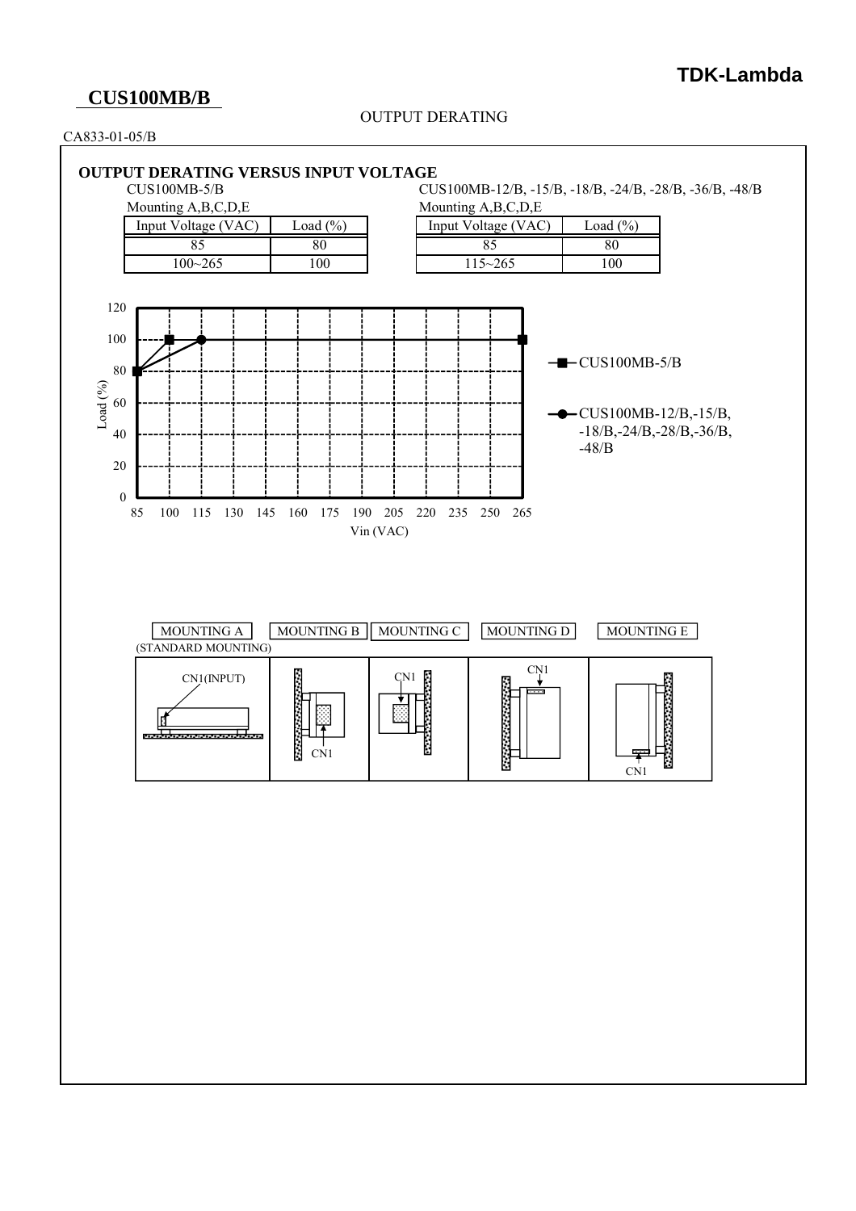**CUS100MB/B**

OUTPUT DERATING

CA833-01-05/B

## OUTPUT DERATING VERSUS INPUT VOLTAGE

CUS100MB-5/B
Mounting A,B,C,D,E

| Input Voltage (VAC) | Load (%) |
|---|---|
| 85 | 80 |
| 100~265 | 100 |

CUS100MB-12/B, -15/B, -18/B, -24/B, -28/B, -36/B, -48/B
Mounting A,B,C,D,E

| Input Voltage (VAC) | Load (%) |
|---|---|
| 85 | 80 |
| 115~265 | 100 |

Load (%)

120
100
80
60
40
20
0

85 100 115 130 145 160 175 190 205 220 235 250 265

Vin (VAC)

CUS100MB-5/B

CUS100MB-12/B,-15/B, -18/B,-24/B,-28/B,-36/B, -48/B

MOUNTING A (STANDARD MOUNTING)
MOUNTING B
MOUNTING C
MOUNTING D
MOUNTING E

CN1(INPUT)
CN1
CN1
CN1
CN1